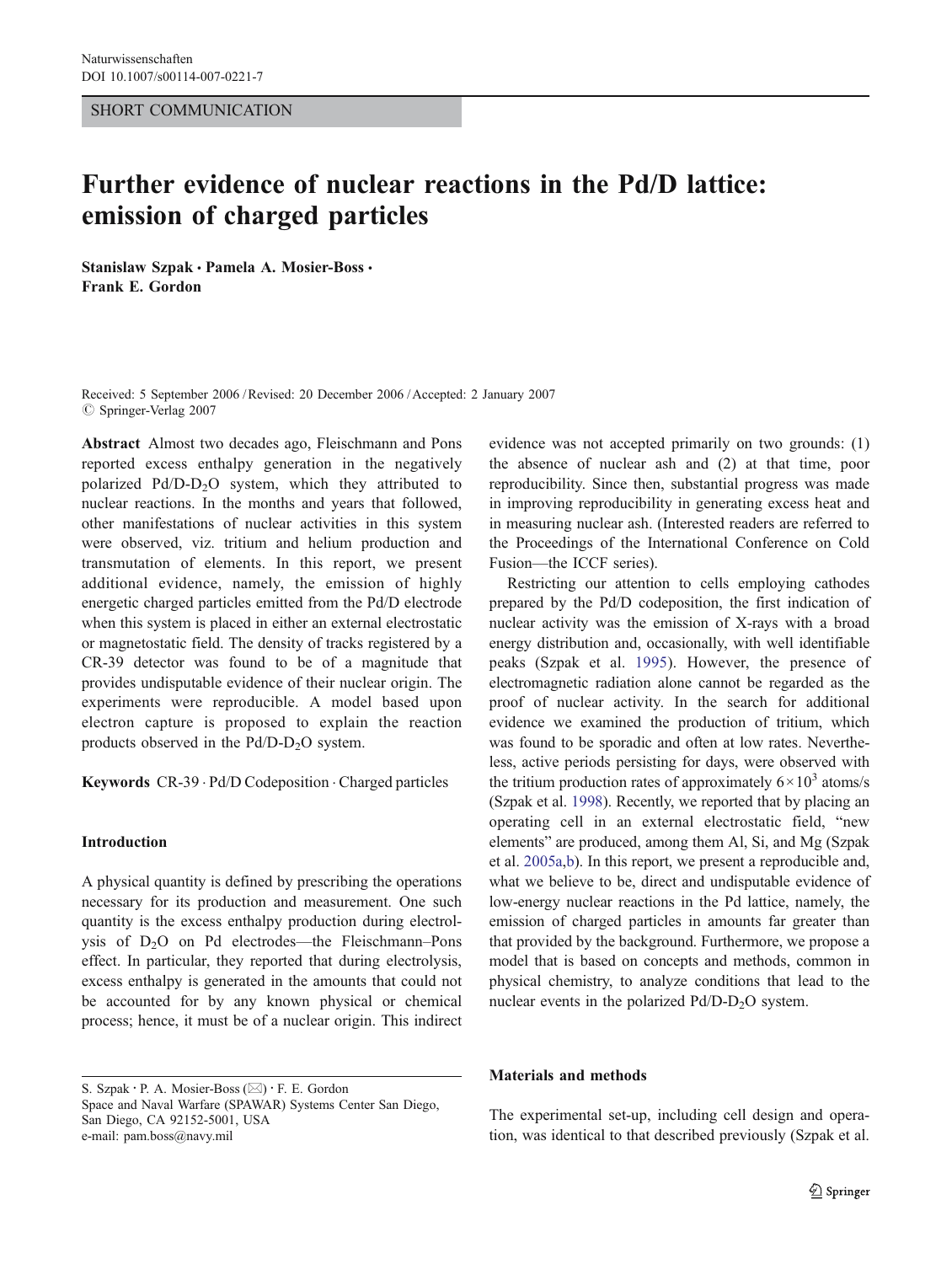SHORT COMMUNICATION

# Further evidence of nuclear reactions in the Pd/D lattice: emission of charged particles

**Stanislaw Szpak · Pamela A. Mosier-Boss · Frank E. Gordon**

Received: 5 September 2006 / Revised: 20 December 2006 / Accepted: 2 January 2007
© Springer-Verlag 2007

**Abstract** Almost two decades ago, Fleischmann and Pons reported excess enthalpy generation in the negatively polarized Pd/D-$D_2O$ system, which they attributed to nuclear reactions. In the months and years that followed, other manifestations of nuclear activities in this system were observed, viz. tritium and helium production and transmutation of elements. In this report, we present additional evidence, namely, the emission of highly energetic charged particles emitted from the Pd/D electrode when this system is placed in either an external electrostatic or magnetostatic field. The density of tracks registered by a CR-39 detector was found to be of a magnitude that provides undisputable evidence of their nuclear origin. The experiments were reproducible. A model based upon electron capture is proposed to explain the reaction products observed in the Pd/D-$D_2O$ system.

**Keywords** CR-39 · Pd/D Codeposition · Charged particles

## Introduction

A physical quantity is defined by prescribing the operations necessary for its production and measurement. One such quantity is the excess enthalpy production during electrolysis of $D_2O$ on Pd electrodes—the Fleischmann–Pons effect. In particular, they reported that during electrolysis, excess enthalpy is generated in the amounts that could not be accounted for by any known physical or chemical process; hence, it must be of a nuclear origin. This indirect evidence was not accepted primarily on two grounds: (1) the absence of nuclear ash and (2) at that time, poor reproducibility. Since then, substantial progress was made in improving reproducibility in generating excess heat and in measuring nuclear ash. (Interested readers are referred to the Proceedings of the International Conference on Cold Fusion—the ICCF series).

Restricting our attention to cells employing cathodes prepared by the Pd/D codeposition, the first indication of nuclear activity was the emission of X-rays with a broad energy distribution and, occasionally, with well identifiable peaks (Szpak et al. 1995). However, the presence of electromagnetic radiation alone cannot be regarded as the proof of nuclear activity. In the search for additional evidence we examined the production of tritium, which was found to be sporadic and often at low rates. Nevertheless, active periods persisting for days, were observed with the tritium production rates of approximately $6\times10^3$ atoms/s (Szpak et al. 1998). Recently, we reported that by placing an operating cell in an external electrostatic field, "new elements" are produced, among them Al, Si, and Mg (Szpak et al. 2005a,b). In this report, we present a reproducible and, what we believe to be, direct and undisputable evidence of low-energy nuclear reactions in the Pd lattice, namely, the emission of charged particles in amounts far greater than that provided by the background. Furthermore, we propose a model that is based on concepts and methods, common in physical chemistry, to analyze conditions that lead to the nuclear events in the polarized Pd/D-$D_2O$ system.

## Materials and methods

The experimental set-up, including cell design and operation, was identical to that described previously (Szpak et al.

S. Szpak · P. A. Mosier-Boss (✉) · F. E. Gordon
Space and Naval Warfare (SPAWAR) Systems Center San Diego, San Diego, CA 92152-5001, USA
e-mail: pam.boss@navy.mil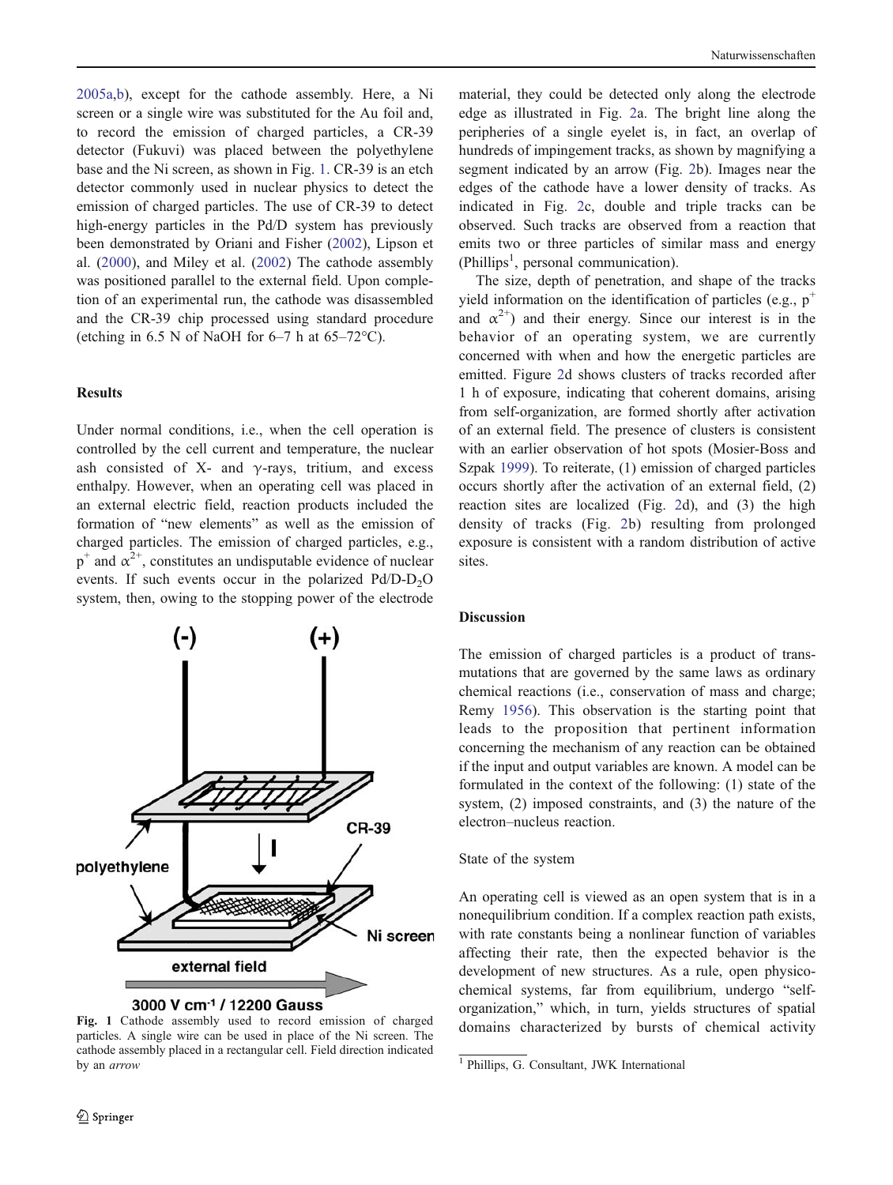2005a,b), except for the cathode assembly. Here, a Ni screen or a single wire was substituted for the Au foil and, to record the emission of charged particles, a CR-39 detector (Fukuvi) was placed between the polyethylene base and the Ni screen, as shown in Fig. 1. CR-39 is an etch detector commonly used in nuclear physics to detect the emission of charged particles. The use of CR-39 to detect high-energy particles in the Pd/D system has previously been demonstrated by Oriani and Fisher (2002), Lipson et al. (2000), and Miley et al. (2002) The cathode assembly was positioned parallel to the external field. Upon completion of an experimental run, the cathode was disassembled and the CR-39 chip processed using standard procedure (etching in 6.5 N of NaOH for 6–7 h at 65–72°C).

## Results

Under normal conditions, i.e., when the cell operation is controlled by the cell current and temperature, the nuclear ash consisted of X- and γ-rays, tritium, and excess enthalpy. However, when an operating cell was placed in an external electric field, reaction products included the formation of "new elements" as well as the emission of charged particles. The emission of charged particles, e.g., $p^{+}$ and $\alpha^{2+}$, constitutes an undisputable evidence of nuclear events. If such events occur in the polarized Pd/D-$D_2O$ system, then, owing to the stopping power of the electrode material, they could be detected only along the electrode edge as illustrated in Fig. 2a. The bright line along the peripheries of a single eyelet is, in fact, an overlap of hundreds of impingement tracks, as shown by magnifying a segment indicated by an arrow (Fig. 2b). Images near the edges of the cathode have a lower density of tracks. As indicated in Fig. 2c, double and triple tracks can be observed. Such tracks are observed from a reaction that emits two or three particles of similar mass and energy (Phillips[1], personal communication).

The size, depth of penetration, and shape of the tracks yield information on the identification of particles (e.g., $p^{+}$ and $\alpha^{2+}$) and their energy. Since our interest is in the behavior of an operating system, we are currently concerned with when and how the energetic particles are emitted. Figure 2d shows clusters of tracks recorded after 1 h of exposure, indicating that coherent domains, arising from self-organization, are formed shortly after activation of an external field. The presence of clusters is consistent with an earlier observation of hot spots (Mosier-Boss and Szpak 1999). To reiterate, (1) emission of charged particles occurs shortly after the activation of an external field, (2) reaction sites are localized (Fig. 2d), and (3) the high density of tracks (Fig. 2b) resulting from prolonged exposure is consistent with a random distribution of active sites.

(-) (+) CR-39 polyethylene I Ni screen external field 3000 V cm$^{-1}$ / 12200 Gauss

**Fig. 1** Cathode assembly used to record emission of charged particles. A single wire can be used in place of the Ni screen. The cathode assembly placed in a rectangular cell. Field direction indicated by an *arrow*

## Discussion

The emission of charged particles is a product of transmutations that are governed by the same laws as ordinary chemical reactions (i.e., conservation of mass and charge; Remy 1956). This observation is the starting point that leads to the proposition that pertinent information concerning the mechanism of any reaction can be obtained if the input and output variables are known. A model can be formulated in the context of the following: (1) state of the system, (2) imposed constraints, and (3) the nature of the electron–nucleus reaction.

### State of the system

An operating cell is viewed as an open system that is in a nonequilibrium condition. If a complex reaction path exists, with rate constants being a nonlinear function of variables affecting their rate, then the expected behavior is the development of new structures. As a rule, open physicochemical systems, far from equilibrium, undergo "self-organization," which, in turn, yields structures of spatial domains characterized by bursts of chemical activity

[1] Phillips, G. Consultant, JWK International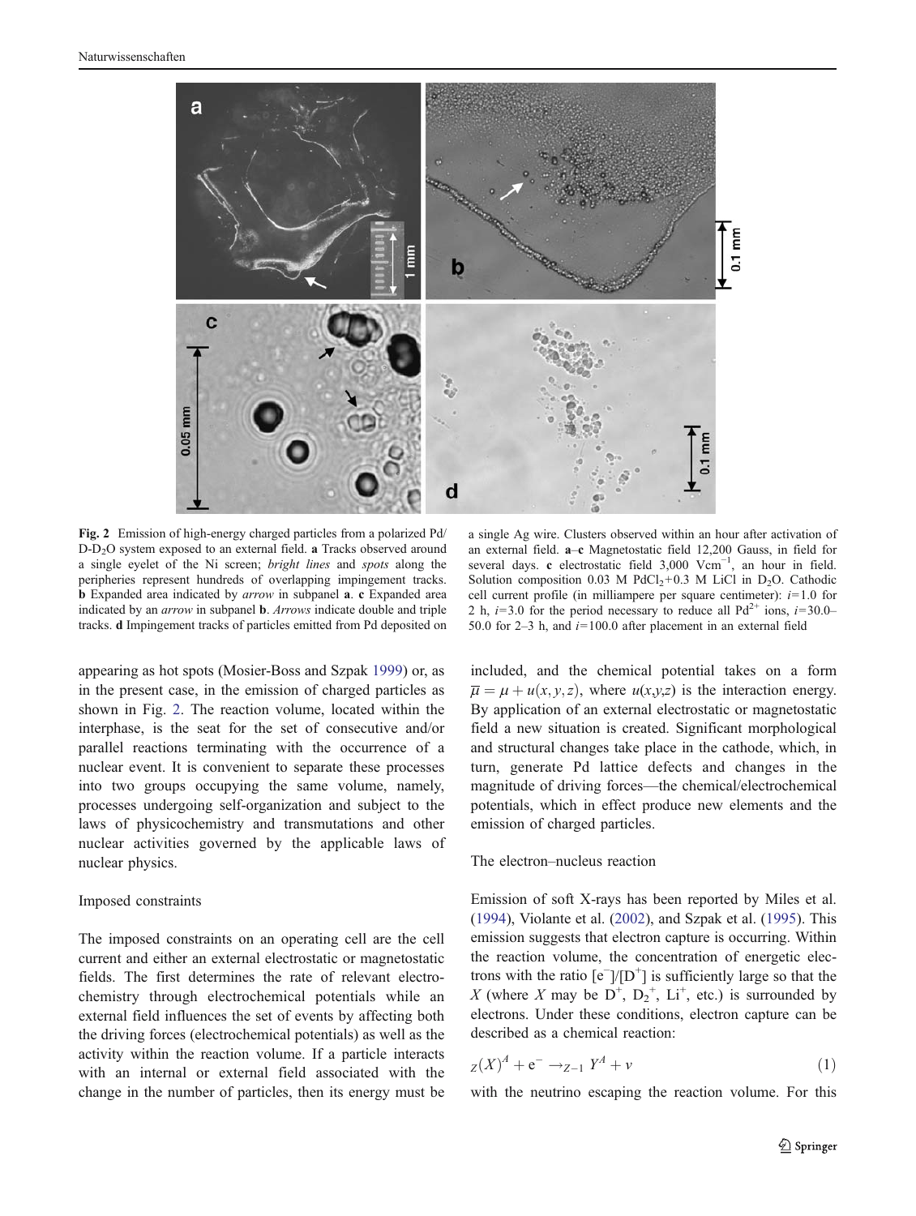Fig. 2 Emission of high-energy charged particles from a polarized Pd/ D-$D_2O$ system exposed to an external field. **a** Tracks observed around a single eyelet of the Ni screen; *bright lines* and *spots* along the peripheries represent hundreds of overlapping impingement tracks. **b** Expanded area indicated by *arrow* in subpanel **a**. **c** Expanded area indicated by an *arrow* in subpanel **b**. *Arrows* indicate double and triple tracks. **d** Impingement tracks of particles emitted from Pd deposited on a single Ag wire. Clusters observed within an hour after activation of an external field. **a**–**c** Magnetostatic field 12,200 Gauss, in field for several days. **c** electrostatic field 3,000 $\mathrm{Vcm}^{-1}$, an hour in field. Solution composition 0.03 M $PdCl_2$+0.3 M LiCl in $D_2O$. Cathodic cell current profile (in milliampere per square centimeter): $i$=1.0 for 2 h, $i$=3.0 for the period necessary to reduce all $Pd^{2+}$ ions, $i$=30.0–50.0 for 2–3 h, and $i$=100.0 after placement in an external field

appearing as hot spots (Mosier-Boss and Szpak 1999) or, as in the present case, in the emission of charged particles as shown in Fig. 2. The reaction volume, located within the interphase, is the seat for the set of consecutive and/or parallel reactions terminating with the occurrence of a nuclear event. It is convenient to separate these processes into two groups occupying the same volume, namely, processes undergoing self-organization and subject to the laws of physicochemistry and transmutations and other nuclear activities governed by the applicable laws of nuclear physics.

## Imposed constraints

The imposed constraints on an operating cell are the cell current and either an external electrostatic or magnetostatic fields. The first determines the rate of relevant electrochemistry through electrochemical potentials while an external field influences the set of events by affecting both the driving forces (electrochemical potentials) as well as the activity within the reaction volume. If a particle interacts with an internal or external field associated with the change in the number of particles, then its energy must be included, and the chemical potential takes on a form $\overline{\mu} = \mu + u(x, y, z)$, where $u(x,y,z)$ is the interaction energy. By application of an external electrostatic or magnetostatic field a new situation is created. Significant morphological and structural changes take place in the cathode, which, in turn, generate Pd lattice defects and changes in the magnitude of driving forces—the chemical/electrochemical potentials, which in effect produce new elements and the emission of charged particles.

## The electron–nucleus reaction

Emission of soft X-rays has been reported by Miles et al. (1994), Violante et al. (2002), and Szpak et al. (1995). This emission suggests that electron capture is occurring. Within the reaction volume, the concentration of energetic electrons with the ratio $[e^-]/[D^+]$ is sufficiently large so that the $X$ (where $X$ may be $D^+$, $D_2^+$, $Li^+$, etc.) is surrounded by electrons. Under these conditions, electron capture can be described as a chemical reaction:

$$ {}_{Z}(X)^{A} + e^{-} \rightarrow {}_{Z-1}\, Y^{A} + \nu \tag{1} $$

with the neutrino escaping the reaction volume. For this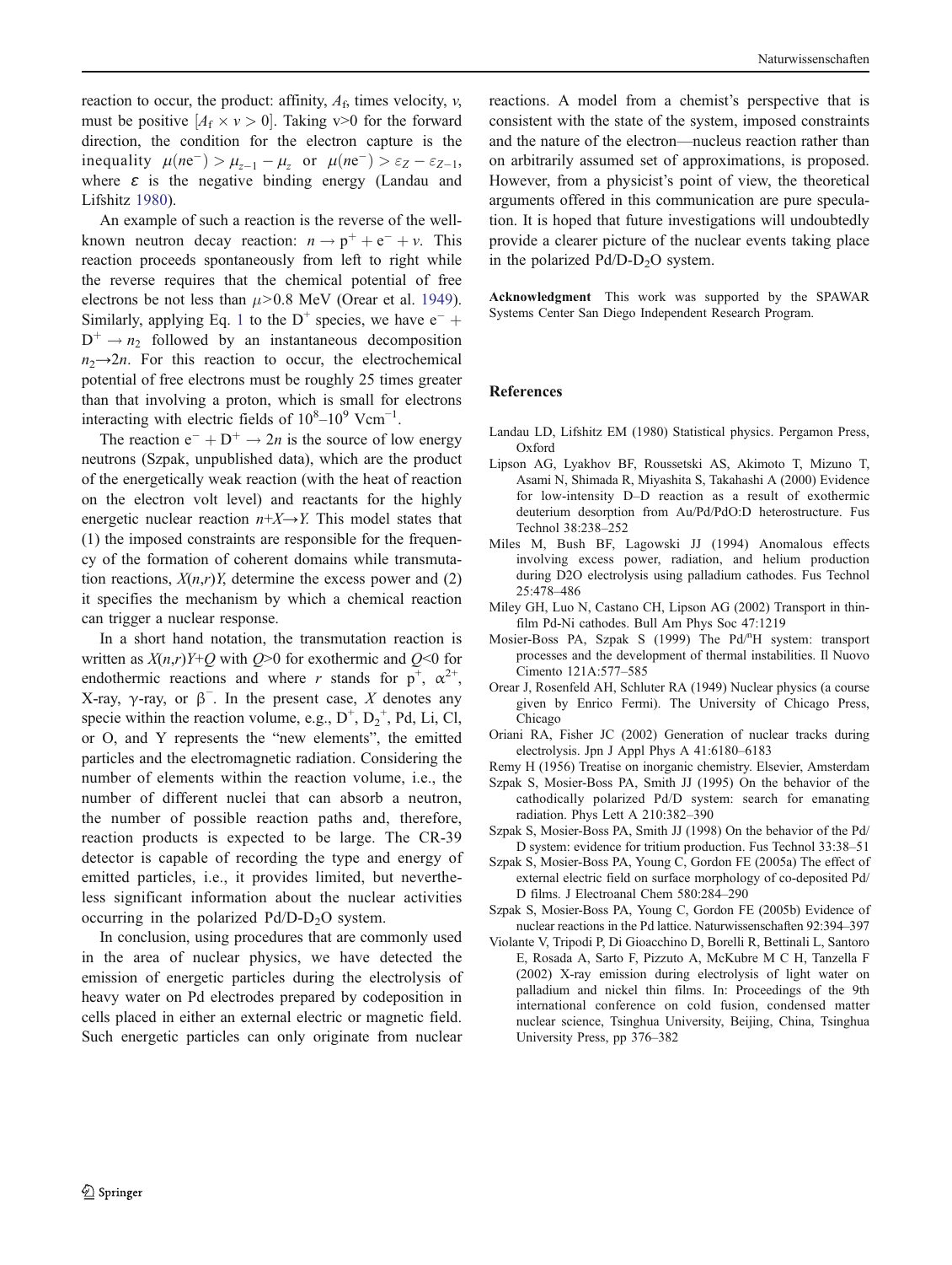reaction to occur, the product: affinity, $A_f$, times velocity, $v$, must be positive $[A_f \times v > 0]$. Taking v>0 for the forward direction, the condition for the electron capture is the inequality $\mu(ne^-) > \mu_{z-1} - \mu_z$ or $\mu(ne^-) > \varepsilon_Z - \varepsilon_{Z-1}$, where $\varepsilon$ is the negative binding energy (Landau and Lifshitz 1980).

An example of such a reaction is the reverse of the well-known neutron decay reaction: $n \rightarrow p^+ + e^- + \nu$. This reaction proceeds spontaneously from left to right while the reverse requires that the chemical potential of free electrons be not less than $\mu$>0.8 MeV (Orear et al. 1949). Similarly, applying Eq. 1 to the $D^+$ species, we have $e^- + D^+ \rightarrow n_2$ followed by an instantaneous decomposition $n_2 \rightarrow 2n$. For this reaction to occur, the electrochemical potential of free electrons must be roughly 25 times greater than that involving a proton, which is small for electrons interacting with electric fields of $10^8$–$10^9$ $\mathrm{Vcm}^{-1}$.

The reaction $e^- + D^+ \rightarrow 2n$ is the source of low energy neutrons (Szpak, unpublished data), which are the product of the energetically weak reaction (with the heat of reaction on the electron volt level) and reactants for the highly energetic nuclear reaction $n$+$X$→$Y$. This model states that (1) the imposed constraints are responsible for the frequency of the formation of coherent domains while transmutation reactions, $X(n,r)Y$, determine the excess power and (2) it specifies the mechanism by which a chemical reaction can trigger a nuclear response.

In a short hand notation, the transmutation reaction is written as $X(n,r)Y$+$Q$ with $Q$>0 for exothermic and $Q$<0 for endothermic reactions and where $r$ stands for $p^+$, $\alpha^{2+}$, X-ray, $\gamma$-ray, or $\beta^-$. In the present case, $X$ denotes any specie within the reaction volume, e.g., $D^+$, $D_2^+$, Pd, Li, Cl, or O, and Y represents the "new elements", the emitted particles and the electromagnetic radiation. Considering the number of elements within the reaction volume, i.e., the number of different nuclei that can absorb a neutron, the number of possible reaction paths and, therefore, reaction products is expected to be large. The CR-39 detector is capable of recording the type and energy of emitted particles, i.e., it provides limited, but nevertheless significant information about the nuclear activities occurring in the polarized Pd/D-$D_2O$ system.

In conclusion, using procedures that are commonly used in the area of nuclear physics, we have detected the emission of energetic particles during the electrolysis of heavy water on Pd electrodes prepared by codeposition in cells placed in either an external electric or magnetic field. Such energetic particles can only originate from nuclear reactions. A model from a chemist's perspective that is consistent with the state of the system, imposed constraints and the nature of the electron—nucleus reaction rather than on arbitrarily assumed set of approximations, is proposed. However, from a physicist's point of view, the theoretical arguments offered in this communication are pure speculation. It is hoped that future investigations will undoubtedly provide a clearer picture of the nuclear events taking place in the polarized Pd/D-$D_2O$ system.

**Acknowledgment** This work was supported by the SPAWAR Systems Center San Diego Independent Research Program.

## References

Landau LD, Lifshitz EM (1980) Statistical physics. Pergamon Press, Oxford

Lipson AG, Lyakhov BF, Roussetski AS, Akimoto T, Mizuno T, Asami N, Shimada R, Miyashita S, Takahashi A (2000) Evidence for low-intensity D–D reaction as a result of exothermic deuterium desorption from Au/Pd/PdO:D heterostructure. Fus Technol 38:238–252

Miles M, Bush BF, Lagowski JJ (1994) Anomalous effects involving excess power, radiation, and helium production during D2O electrolysis using palladium cathodes. Fus Technol 25:478–486

Miley GH, Luo N, Castano CH, Lipson AG (2002) Transport in thin-film Pd-Ni cathodes. Bull Am Phys Soc 47:1219

Mosier-Boss PA, Szpak S (1999) The Pd/$^n$H system: transport processes and the development of thermal instabilities. Il Nuovo Cimento 121A:577–585

Orear J, Rosenfeld AH, Schluter RA (1949) Nuclear physics (a course given by Enrico Fermi). The University of Chicago Press, Chicago

Oriani RA, Fisher JC (2002) Generation of nuclear tracks during electrolysis. Jpn J Appl Phys A 41:6180–6183

Remy H (1956) Treatise on inorganic chemistry. Elsevier, Amsterdam

Szpak S, Mosier-Boss PA, Smith JJ (1995) On the behavior of the cathodically polarized Pd/D system: search for emanating radiation. Phys Lett A 210:382–390

Szpak S, Mosier-Boss PA, Smith JJ (1998) On the behavior of the Pd/D system: evidence for tritium production. Fus Technol 33:38–51

Szpak S, Mosier-Boss PA, Young C, Gordon FE (2005a) The effect of external electric field on surface morphology of co-deposited Pd/D films. J Electroanal Chem 580:284–290

Szpak S, Mosier-Boss PA, Young C, Gordon FE (2005b) Evidence of nuclear reactions in the Pd lattice. Naturwissenschaften 92:394–397

Violante V, Tripodi P, Di Gioacchino D, Borelli R, Bettinali L, Santoro E, Rosada A, Sarto F, Pizzuto A, McKubre M C H, Tanzella F (2002) X-ray emission during electrolysis of light water on palladium and nickel thin films. In: Proceedings of the 9th international conference on cold fusion, condensed matter nuclear science, Tsinghua University, Beijing, China, Tsinghua University Press, pp 376–382